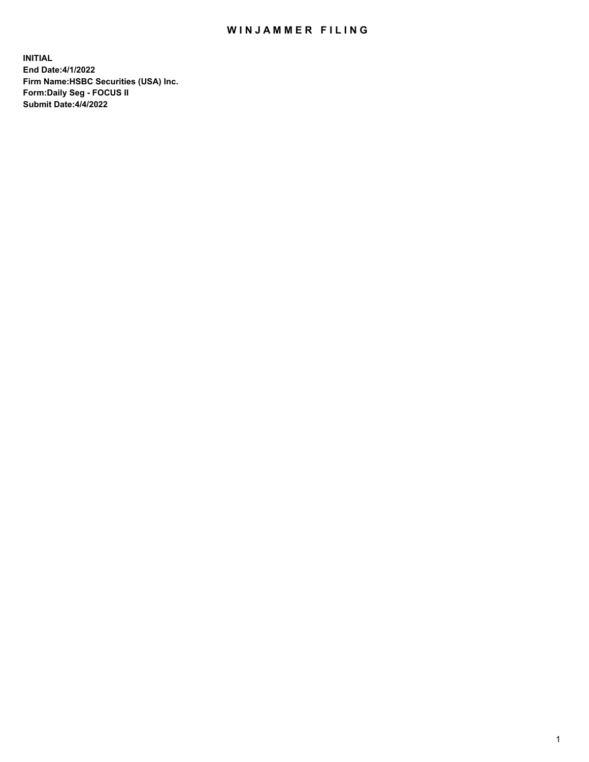# WINJAMMER FILING

**INITIAL**
**End Date:4/1/2022**
**Firm Name:HSBC Securities (USA) Inc.**
**Form:Daily Seg - FOCUS II**
**Submit Date:4/4/2022**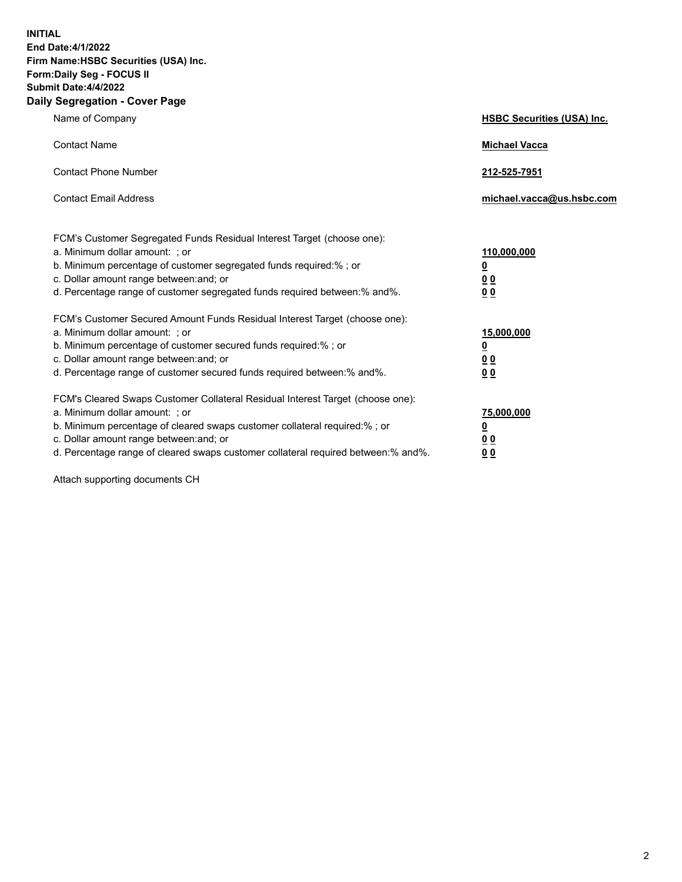**INITIAL**
**End Date:4/1/2022**
**Firm Name:HSBC Securities (USA) Inc.**
**Form:Daily Seg - FOCUS II**
**Submit Date:4/4/2022**

## Daily Segregation - Cover Page

| | |
|---|---|
| Name of Company | **HSBC Securities (USA) Inc.** |
| Contact Name | **Michael Vacca** |
| Contact Phone Number | **212-525-7951** |
| Contact Email Address | **michael.vacca@us.hsbc.com** |

| | |
|---|---|
| FCM's Customer Segregated Funds Residual Interest Target (choose one): | |
| a. Minimum dollar amount: ; or | **110,000,000** |
| b. Minimum percentage of customer segregated funds required:% ; or | **0** |
| c. Dollar amount range between:and; or | **0 0** |
| d. Percentage range of customer segregated funds required between:% and%. | **0 0** |
| FCM's Customer Secured Amount Funds Residual Interest Target (choose one): | |
| a. Minimum dollar amount: ; or | **15,000,000** |
| b. Minimum percentage of customer secured funds required:% ; or | **0** |
| c. Dollar amount range between:and; or | **0 0** |
| d. Percentage range of customer secured funds required between:% and%. | **0 0** |
| FCM's Cleared Swaps Customer Collateral Residual Interest Target (choose one): | |
| a. Minimum dollar amount: ; or | **75,000,000** |
| b. Minimum percentage of cleared swaps customer collateral required:% ; or | **0** |
| c. Dollar amount range between:and; or | **0 0** |
| d. Percentage range of cleared swaps customer collateral required between:% and%. | **0 0** |

Attach supporting documents CH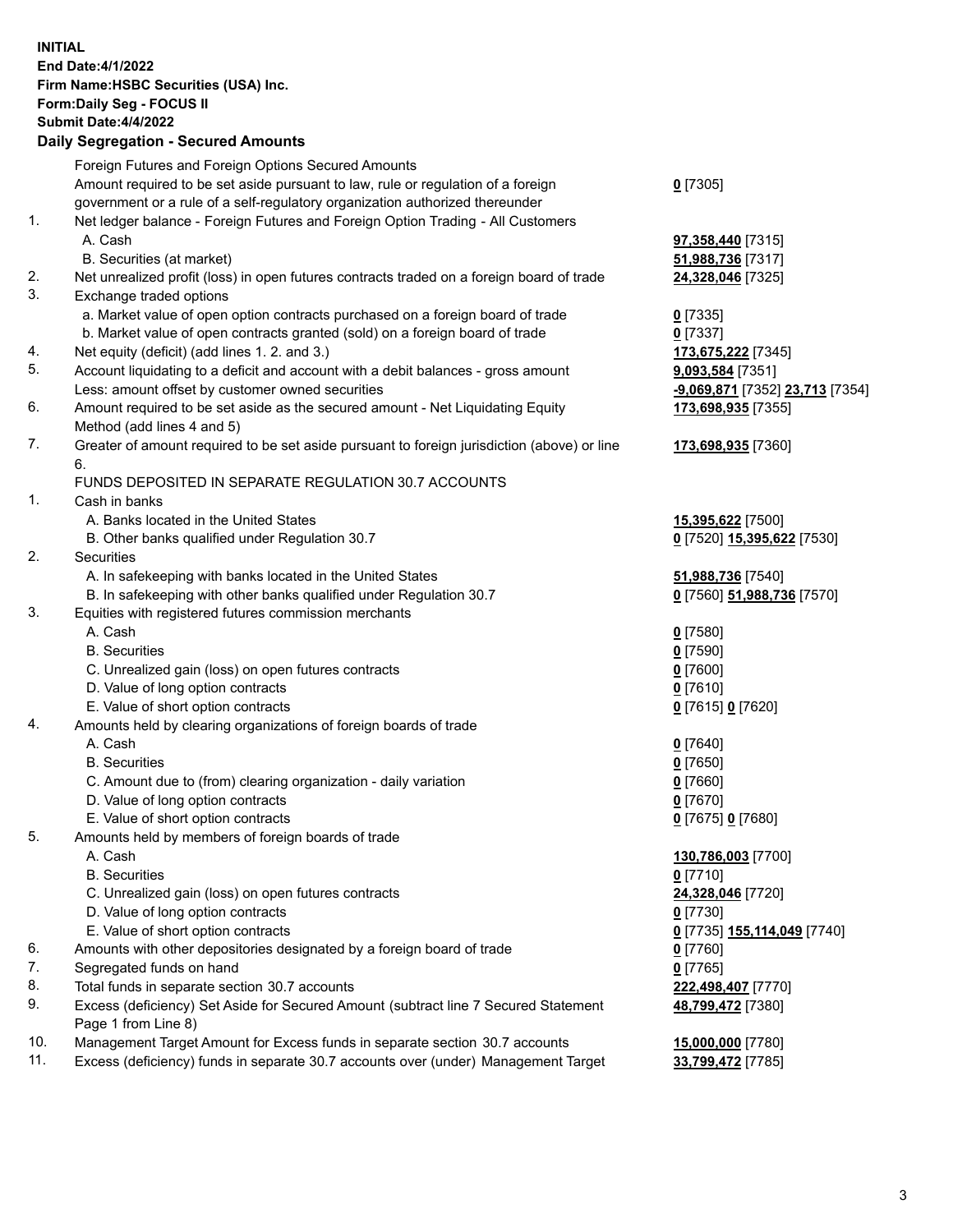**INITIAL**
**End Date:4/1/2022**
**Firm Name:HSBC Securities (USA) Inc.**
**Form:Daily Seg - FOCUS II**
**Submit Date:4/4/2022**

## Daily Segregation - Secured Amounts

| | | |
|---|---|---|
| | Foreign Futures and Foreign Options Secured Amounts | |
| | Amount required to be set aside pursuant to law, rule or regulation of a foreign government or a rule of a self-regulatory organization authorized thereunder | **0** [7305] |
| 1. | Net ledger balance - Foreign Futures and Foreign Option Trading - All Customers | |
| | A. Cash | **97,358,440** [7315] |
| | B. Securities (at market) | **51,988,736** [7317] |
| 2. | Net unrealized profit (loss) in open futures contracts traded on a foreign board of trade | **24,328,046** [7325] |
| 3. | Exchange traded options | |
| | a. Market value of open option contracts purchased on a foreign board of trade | **0** [7335] |
| | b. Market value of open contracts granted (sold) on a foreign board of trade | **0** [7337] |
| 4. | Net equity (deficit) (add lines 1. 2. and 3.) | **173,675,222** [7345] |
| 5. | Account liquidating to a deficit and account with a debit balances - gross amount | **9,093,584** [7351] |
| | Less: amount offset by customer owned securities | **-9,069,871** [7352] **23,713** [7354] |
| 6. | Amount required to be set aside as the secured amount - Net Liquidating Equity Method (add lines 4 and 5) | **173,698,935** [7355] |
| 7. | Greater of amount required to be set aside pursuant to foreign jurisdiction (above) or line 6. | **173,698,935** [7360] |
| | FUNDS DEPOSITED IN SEPARATE REGULATION 30.7 ACCOUNTS | |
| 1. | Cash in banks | |
| | A. Banks located in the United States | **15,395,622** [7500] |
| | B. Other banks qualified under Regulation 30.7 | **0** [7520] **15,395,622** [7530] |
| 2. | Securities | |
| | A. In safekeeping with banks located in the United States | **51,988,736** [7540] |
| | B. In safekeeping with other banks qualified under Regulation 30.7 | **0** [7560] **51,988,736** [7570] |
| 3. | Equities with registered futures commission merchants | |
| | A. Cash | **0** [7580] |
| | B. Securities | **0** [7590] |
| | C. Unrealized gain (loss) on open futures contracts | **0** [7600] |
| | D. Value of long option contracts | **0** [7610] |
| | E. Value of short option contracts | **0** [7615] **0** [7620] |
| 4. | Amounts held by clearing organizations of foreign boards of trade | |
| | A. Cash | **0** [7640] |
| | B. Securities | **0** [7650] |
| | C. Amount due to (from) clearing organization - daily variation | **0** [7660] |
| | D. Value of long option contracts | **0** [7670] |
| | E. Value of short option contracts | **0** [7675] **0** [7680] |
| 5. | Amounts held by members of foreign boards of trade | |
| | A. Cash | **130,786,003** [7700] |
| | B. Securities | **0** [7710] |
| | C. Unrealized gain (loss) on open futures contracts | **24,328,046** [7720] |
| | D. Value of long option contracts | **0** [7730] |
| | E. Value of short option contracts | **0** [7735] **155,114,049** [7740] |
| 6. | Amounts with other depositories designated by a foreign board of trade | **0** [7760] |
| 7. | Segregated funds on hand | **0** [7765] |
| 8. | Total funds in separate section 30.7 accounts | **222,498,407** [7770] |
| 9. | Excess (deficiency) Set Aside for Secured Amount (subtract line 7 Secured Statement Page 1 from Line 8) | **48,799,472** [7380] |
| 10. | Management Target Amount for Excess funds in separate section 30.7 accounts | **15,000,000** [7780] |
| 11. | Excess (deficiency) funds in separate 30.7 accounts over (under) Management Target | **33,799,472** [7785] |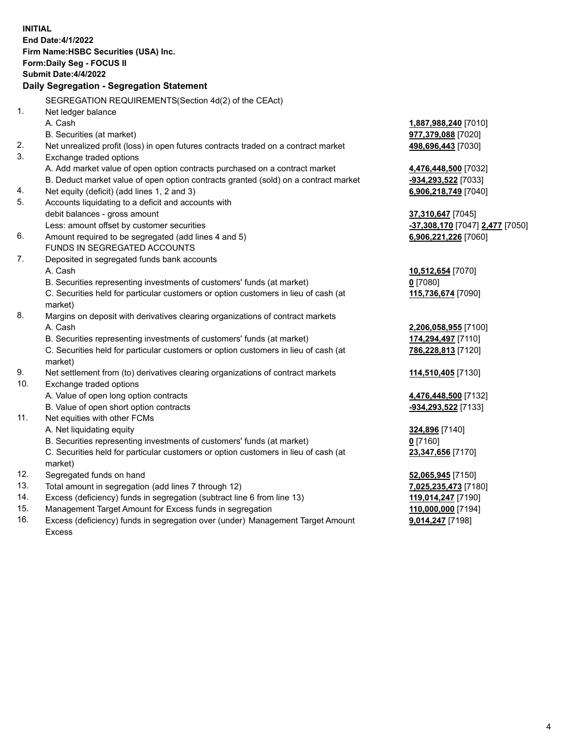**INITIAL**
**End Date:4/1/2022**
**Firm Name:HSBC Securities (USA) Inc.**
**Form:Daily Seg - FOCUS II**
**Submit Date:4/4/2022**

## Daily Segregation - Segregation Statement

SEGREGATION REQUIREMENTS(Section 4d(2) of the CEAct)

| | | |
|---|---|---|
| 1. | Net ledger balance | |
| | A. Cash | **1,887,988,240** [7010] |
| | B. Securities (at market) | **977,379,088** [7020] |
| 2. | Net unrealized profit (loss) in open futures contracts traded on a contract market | **498,696,443** [7030] |
| 3. | Exchange traded options | |
| | A. Add market value of open option contracts purchased on a contract market | **4,476,448,500** [7032] |
| | B. Deduct market value of open option contracts granted (sold) on a contract market | **-934,293,522** [7033] |
| 4. | Net equity (deficit) (add lines 1, 2 and 3) | **6,906,218,749** [7040] |
| 5. | Accounts liquidating to a deficit and accounts with debit balances - gross amount | **37,310,647** [7045] |
| | Less: amount offset by customer securities | **-37,308,170** [7047] **2,477** [7050] |
| 6. | Amount required to be segregated (add lines 4 and 5) | **6,906,221,226** [7060] |
| | FUNDS IN SEGREGATED ACCOUNTS | |
| 7. | Deposited in segregated funds bank accounts | |
| | A. Cash | **10,512,654** [7070] |
| | B. Securities representing investments of customers' funds (at market) | **0** [7080] |
| | C. Securities held for particular customers or option customers in lieu of cash (at market) | **115,736,674** [7090] |
| 8. | Margins on deposit with derivatives clearing organizations of contract markets | |
| | A. Cash | **2,206,058,955** [7100] |
| | B. Securities representing investments of customers' funds (at market) | **174,294,497** [7110] |
| | C. Securities held for particular customers or option customers in lieu of cash (at market) | **786,228,813** [7120] |
| 9. | Net settlement from (to) derivatives clearing organizations of contract markets | **114,510,405** [7130] |
| 10. | Exchange traded options | |
| | A. Value of open long option contracts | **4,476,448,500** [7132] |
| | B. Value of open short option contracts | **-934,293,522** [7133] |
| 11. | Net equities with other FCMs | |
| | A. Net liquidating equity | **324,896** [7140] |
| | B. Securities representing investments of customers' funds (at market) | **0** [7160] |
| | C. Securities held for particular customers or option customers in lieu of cash (at market) | **23,347,656** [7170] |
| 12. | Segregated funds on hand | **52,065,945** [7150] |
| 13. | Total amount in segregation (add lines 7 through 12) | **7,025,235,473** [7180] |
| 14. | Excess (deficiency) funds in segregation (subtract line 6 from line 13) | **119,014,247** [7190] |
| 15. | Management Target Amount for Excess funds in segregation | **110,000,000** [7194] |
| 16. | Excess (deficiency) funds in segregation over (under) Management Target Amount Excess | **9,014,247** [7198] |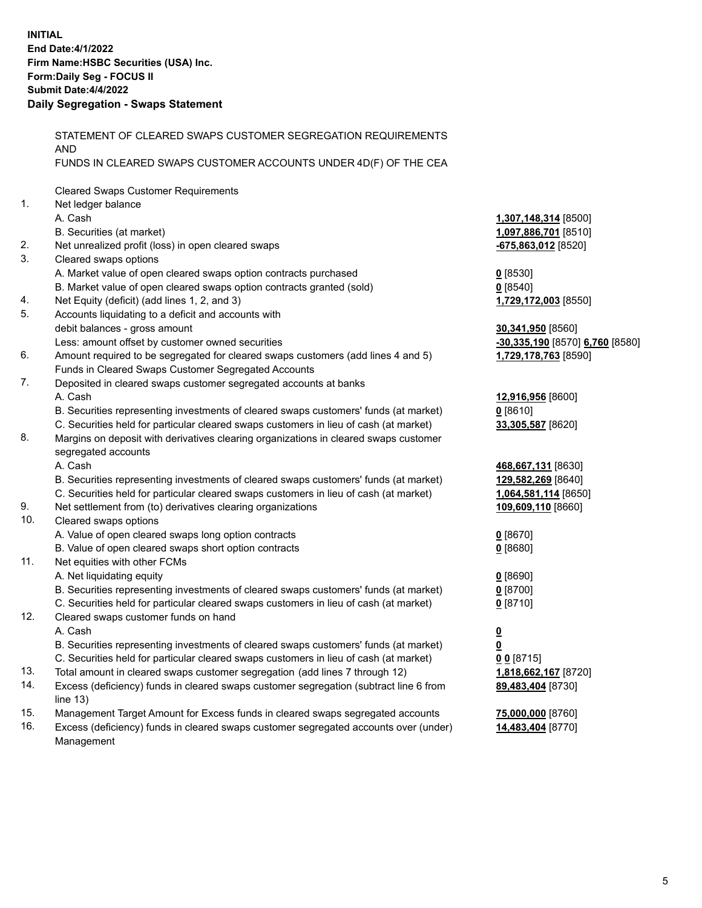**INITIAL**
**End Date:4/1/2022**
**Firm Name:HSBC Securities (USA) Inc.**
**Form:Daily Seg - FOCUS II**
**Submit Date:4/4/2022**
**Daily Segregation - Swaps Statement**

STATEMENT OF CLEARED SWAPS CUSTOMER SEGREGATION REQUIREMENTS AND FUNDS IN CLEARED SWAPS CUSTOMER ACCOUNTS UNDER 4D(F) OF THE CEA

| | | |
|---|---|---|
| | Cleared Swaps Customer Requirements | |
| 1. | Net ledger balance | |
| | A. Cash | **1,307,148,314** [8500] |
| | B. Securities (at market) | **1,097,886,701** [8510] |
| 2. | Net unrealized profit (loss) in open cleared swaps | **-675,863,012** [8520] |
| 3. | Cleared swaps options | |
| | A. Market value of open cleared swaps option contracts purchased | **0** [8530] |
| | B. Market value of open cleared swaps option contracts granted (sold) | **0** [8540] |
| 4. | Net Equity (deficit) (add lines 1, 2, and 3) | **1,729,172,003** [8550] |
| 5. | Accounts liquidating to a deficit and accounts with debit balances - gross amount | **30,341,950** [8560] |
| | Less: amount offset by customer owned securities | **-30,335,190** [8570] **6,760** [8580] |
| 6. | Amount required to be segregated for cleared swaps customers (add lines 4 and 5) | **1,729,178,763** [8590] |
| | Funds in Cleared Swaps Customer Segregated Accounts | |
| 7. | Deposited in cleared swaps customer segregated accounts at banks | |
| | A. Cash | **12,916,956** [8600] |
| | B. Securities representing investments of cleared swaps customers' funds (at market) | **0** [8610] |
| | C. Securities held for particular cleared swaps customers in lieu of cash (at market) | **33,305,587** [8620] |
| 8. | Margins on deposit with derivatives clearing organizations in cleared swaps customer segregated accounts | |
| | A. Cash | **468,667,131** [8630] |
| | B. Securities representing investments of cleared swaps customers' funds (at market) | **129,582,269** [8640] |
| | C. Securities held for particular cleared swaps customers in lieu of cash (at market) | **1,064,581,114** [8650] |
| 9. | Net settlement from (to) derivatives clearing organizations | **109,609,110** [8660] |
| 10. | Cleared swaps options | |
| | A. Value of open cleared swaps long option contracts | **0** [8670] |
| | B. Value of open cleared swaps short option contracts | **0** [8680] |
| 11. | Net equities with other FCMs | |
| | A. Net liquidating equity | **0** [8690] |
| | B. Securities representing investments of cleared swaps customers' funds (at market) | **0** [8700] |
| | C. Securities held for particular cleared swaps customers in lieu of cash (at market) | **0** [8710] |
| 12. | Cleared swaps customer funds on hand | |
| | A. Cash | **0** |
| | B. Securities representing investments of cleared swaps customers' funds (at market) | **0** |
| | C. Securities held for particular cleared swaps customers in lieu of cash (at market) | **0** **0** [8715] |
| 13. | Total amount in cleared swaps customer segregation (add lines 7 through 12) | **1,818,662,167** [8720] |
| 14. | Excess (deficiency) funds in cleared swaps customer segregation (subtract line 6 from line 13) | **89,483,404** [8730] |
| 15. | Management Target Amount for Excess funds in cleared swaps segregated accounts | **75,000,000** [8760] |
| 16. | Excess (deficiency) funds in cleared swaps customer segregated accounts over (under) Management | **14,483,404** [8770] |